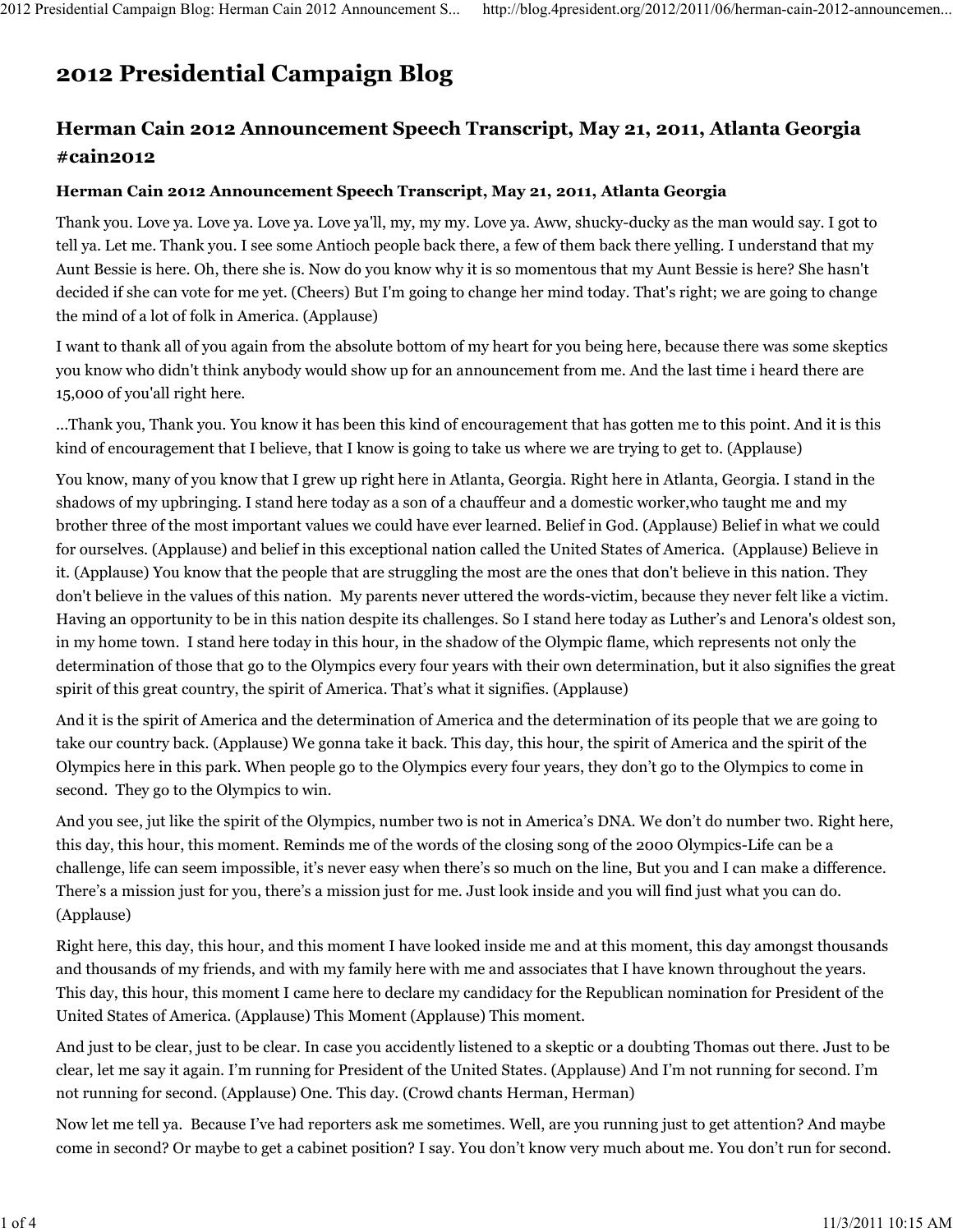# 2012 Presidential Campaign Blog

## Herman Cain 2012 Announcement Speech Transcript, May 21, 2011, Atlanta Georgia #cain2012

### Herman Cain 2012 Announcement Speech Transcript, May 21, 2011, Atlanta Georgia

Thank you. Love ya. Love ya. Love ya. Love ya'll, my, my my. Love ya. Aww, shucky-ducky as the man would say. I got to tell ya. Let me. Thank you. I see some Antioch people back there, a few of them back there yelling. I understand that my Aunt Bessie is here. Oh, there she is. Now do you know why it is so momentous that my Aunt Bessie is here? She hasn't decided if she can vote for me yet. (Cheers) But I'm going to change her mind today. That's right; we are going to change the mind of a lot of folk in America. (Applause)

I want to thank all of you again from the absolute bottom of my heart for you being here, because there was some skeptics you know who didn't think anybody would show up for an announcement from me. And the last time i heard there are 15,000 of you'all right here.

...Thank you, Thank you. You know it has been this kind of encouragement that has gotten me to this point. And it is this kind of encouragement that I believe, that I know is going to take us where we are trying to get to. (Applause)

You know, many of you know that I grew up right here in Atlanta, Georgia. Right here in Atlanta, Georgia. I stand in the shadows of my upbringing. I stand here today as a son of a chauffeur and a domestic worker,who taught me and my brother three of the most important values we could have ever learned. Belief in God. (Applause) Belief in what we could for ourselves. (Applause) and belief in this exceptional nation called the United States of America. (Applause) Believe in it. (Applause) You know that the people that are struggling the most are the ones that don't believe in this nation. They don't believe in the values of this nation. My parents never uttered the words-victim, because they never felt like a victim. Having an opportunity to be in this nation despite its challenges. So I stand here today as Luther's and Lenora's oldest son, in my home town. I stand here today in this hour, in the shadow of the Olympic flame, which represents not only the determination of those that go to the Olympics every four years with their own determination, but it also signifies the great spirit of this great country, the spirit of America. That's what it signifies. (Applause)

And it is the spirit of America and the determination of America and the determination of its people that we are going to take our country back. (Applause) We gonna take it back. This day, this hour, the spirit of America and the spirit of the Olympics here in this park. When people go to the Olympics every four years, they don't go to the Olympics to come in second. They go to the Olympics to win.

And you see, jut like the spirit of the Olympics, number two is not in America's DNA. We don't do number two. Right here, this day, this hour, this moment. Reminds me of the words of the closing song of the 2000 Olympics-Life can be a challenge, life can seem impossible, it's never easy when there's so much on the line, But you and I can make a difference. There's a mission just for you, there's a mission just for me. Just look inside and you will find just what you can do. (Applause)

Right here, this day, this hour, and this moment I have looked inside me and at this moment, this day amongst thousands and thousands of my friends, and with my family here with me and associates that I have known throughout the years. This day, this hour, this moment I came here to declare my candidacy for the Republican nomination for President of the United States of America. (Applause) This Moment (Applause) This moment.

And just to be clear, just to be clear. In case you accidently listened to a skeptic or a doubting Thomas out there. Just to be clear, let me say it again. I'm running for President of the United States. (Applause) And I'm not running for second. I'm not running for second. (Applause) One. This day. (Crowd chants Herman, Herman)

Now let me tell ya. Because I've had reporters ask me sometimes. Well, are you running just to get attention? And maybe come in second? Or maybe to get a cabinet position? I say. You don't know very much about me. You don't run for second.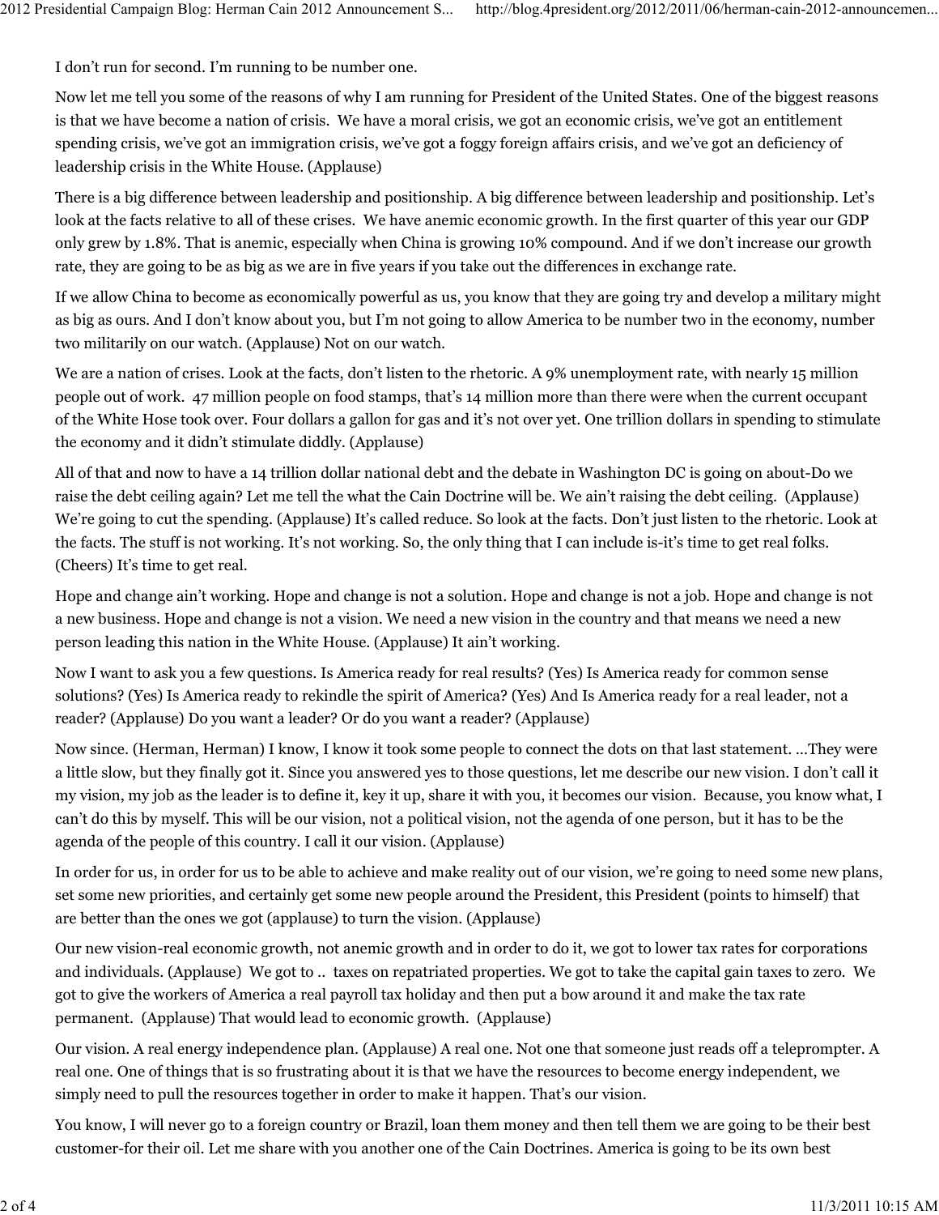I don't run for second. I'm running to be number one.

Now let me tell you some of the reasons of why I am running for President of the United States. One of the biggest reasons is that we have become a nation of crisis. We have a moral crisis, we got an economic crisis, we've got an entitlement spending crisis, we've got an immigration crisis, we've got a foggy foreign affairs crisis, and we've got an deficiency of leadership crisis in the White House. (Applause)

There is a big difference between leadership and positionship. A big difference between leadership and positionship. Let's look at the facts relative to all of these crises. We have anemic economic growth. In the first quarter of this year our GDP only grew by 1.8%. That is anemic, especially when China is growing 10% compound. And if we don't increase our growth rate, they are going to be as big as we are in five years if you take out the differences in exchange rate.

If we allow China to become as economically powerful as us, you know that they are going try and develop a military might as big as ours. And I don't know about you, but I'm not going to allow America to be number two in the economy, number two militarily on our watch. (Applause) Not on our watch.

We are a nation of crises. Look at the facts, don't listen to the rhetoric. A 9% unemployment rate, with nearly 15 million people out of work. 47 million people on food stamps, that's 14 million more than there were when the current occupant of the White Hose took over. Four dollars a gallon for gas and it's not over yet. One trillion dollars in spending to stimulate the economy and it didn't stimulate diddly. (Applause)

All of that and now to have a 14 trillion dollar national debt and the debate in Washington DC is going on about-Do we raise the debt ceiling again? Let me tell the what the Cain Doctrine will be. We ain't raising the debt ceiling. (Applause) We're going to cut the spending. (Applause) It's called reduce. So look at the facts. Don't just listen to the rhetoric. Look at the facts. The stuff is not working. It's not working. So, the only thing that I can include is-it's time to get real folks. (Cheers) It's time to get real.

Hope and change ain't working. Hope and change is not a solution. Hope and change is not a job. Hope and change is not a new business. Hope and change is not a vision. We need a new vision in the country and that means we need a new person leading this nation in the White House. (Applause) It ain't working.

Now I want to ask you a few questions. Is America ready for real results? (Yes) Is America ready for common sense solutions? (Yes) Is America ready to rekindle the spirit of America? (Yes) And Is America ready for a real leader, not a reader? (Applause) Do you want a leader? Or do you want a reader? (Applause)

Now since. (Herman, Herman) I know, I know it took some people to connect the dots on that last statement. ...They were a little slow, but they finally got it. Since you answered yes to those questions, let me describe our new vision. I don't call it my vision, my job as the leader is to define it, key it up, share it with you, it becomes our vision. Because, you know what, I can't do this by myself. This will be our vision, not a political vision, not the agenda of one person, but it has to be the agenda of the people of this country. I call it our vision. (Applause)

In order for us, in order for us to be able to achieve and make reality out of our vision, we're going to need some new plans, set some new priorities, and certainly get some new people around the President, this President (points to himself) that are better than the ones we got (applause) to turn the vision. (Applause)

Our new vision-real economic growth, not anemic growth and in order to do it, we got to lower tax rates for corporations and individuals. (Applause) We got to .. taxes on repatriated properties. We got to take the capital gain taxes to zero. We got to give the workers of America a real payroll tax holiday and then put a bow around it and make the tax rate permanent. (Applause) That would lead to economic growth. (Applause)

Our vision. A real energy independence plan. (Applause) A real one. Not one that someone just reads off a teleprompter. A real one. One of things that is so frustrating about it is that we have the resources to become energy independent, we simply need to pull the resources together in order to make it happen. That's our vision.

You know, I will never go to a foreign country or Brazil, loan them money and then tell them we are going to be their best customer-for their oil. Let me share with you another one of the Cain Doctrines. America is going to be its own best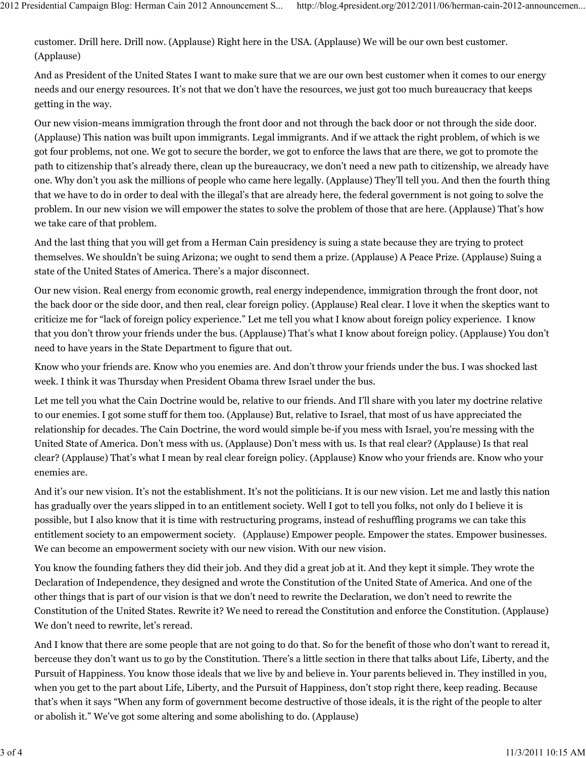customer. Drill here. Drill now. (Applause) Right here in the USA. (Applause) We will be our own best customer. (Applause)

And as President of the United States I want to make sure that we are our own best customer when it comes to our energy needs and our energy resources. It's not that we don't have the resources, we just got too much bureaucracy that keeps getting in the way.

Our new vision-means immigration through the front door and not through the back door or not through the side door. (Applause) This nation was built upon immigrants. Legal immigrants. And if we attack the right problem, of which is we got four problems, not one. We got to secure the border, we got to enforce the laws that are there, we got to promote the path to citizenship that's already there, clean up the bureaucracy, we don't need a new path to citizenship, we already have one. Why don't you ask the millions of people who came here legally. (Applause) They'll tell you. And then the fourth thing that we have to do in order to deal with the illegal's that are already here, the federal government is not going to solve the problem. In our new vision we will empower the states to solve the problem of those that are here. (Applause) That's how we take care of that problem.

And the last thing that you will get from a Herman Cain presidency is suing a state because they are trying to protect themselves. We shouldn't be suing Arizona; we ought to send them a prize. (Applause) A Peace Prize. (Applause) Suing a state of the United States of America. There's a major disconnect.

Our new vision. Real energy from economic growth, real energy independence, immigration through the front door, not the back door or the side door, and then real, clear foreign policy. (Applause) Real clear. I love it when the skeptics want to criticize me for "lack of foreign policy experience." Let me tell you what I know about foreign policy experience. I know that you don't throw your friends under the bus. (Applause) That's what I know about foreign policy. (Applause) You don't need to have years in the State Department to figure that out.

Know who your friends are. Know who you enemies are. And don't throw your friends under the bus. I was shocked last week. I think it was Thursday when President Obama threw Israel under the bus.

Let me tell you what the Cain Doctrine would be, relative to our friends. And I'll share with you later my doctrine relative to our enemies. I got some stuff for them too. (Applause) But, relative to Israel, that most of us have appreciated the relationship for decades. The Cain Doctrine, the word would simple be-if you mess with Israel, you're messing with the United State of America. Don't mess with us. (Applause) Don't mess with us. Is that real clear? (Applause) Is that real clear? (Applause) That's what I mean by real clear foreign policy. (Applause) Know who your friends are. Know who your enemies are.

And it's our new vision. It's not the establishment. It's not the politicians. It is our new vision. Let me and lastly this nation has gradually over the years slipped in to an entitlement society. Well I got to tell you folks, not only do I believe it is possible, but I also know that it is time with restructuring programs, instead of reshuffling programs we can take this entitlement society to an empowerment society. (Applause) Empower people. Empower the states. Empower businesses. We can become an empowerment society with our new vision. With our new vision.

You know the founding fathers they did their job. And they did a great job at it. And they kept it simple. They wrote the Declaration of Independence, they designed and wrote the Constitution of the United State of America. And one of the other things that is part of our vision is that we don't need to rewrite the Declaration, we don't need to rewrite the Constitution of the United States. Rewrite it? We need to reread the Constitution and enforce the Constitution. (Applause) We don't need to rewrite, let's reread.

And I know that there are some people that are not going to do that. So for the benefit of those who don't want to reread it, berceuse they don't want us to go by the Constitution. There's a little section in there that talks about Life, Liberty, and the Pursuit of Happiness. You know those ideals that we live by and believe in. Your parents believed in. They instilled in you, when you get to the part about Life, Liberty, and the Pursuit of Happiness, don't stop right there, keep reading. Because that's when it says "When any form of government become destructive of those ideals, it is the right of the people to alter or abolish it." We've got some altering and some abolishing to do. (Applause)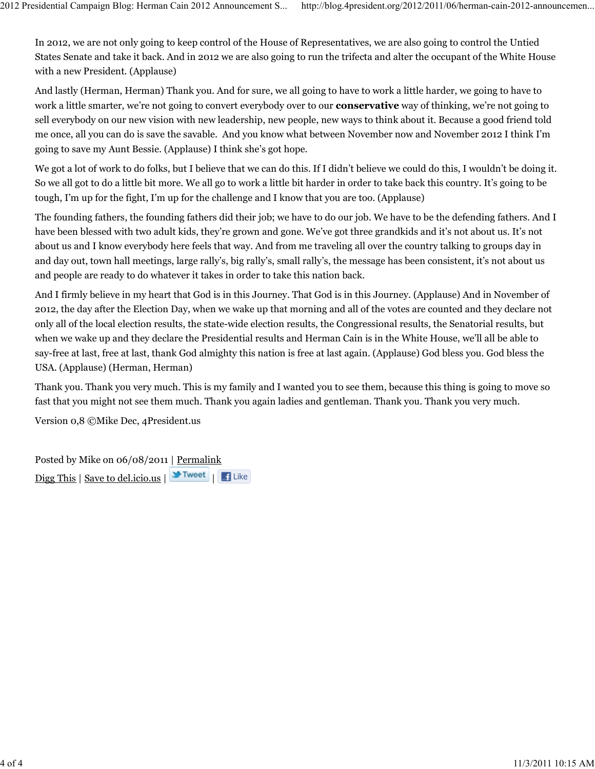In 2012, we are not only going to keep control of the House of Representatives, we are also going to control the Untied States Senate and take it back. And in 2012 we are also going to run the trifecta and alter the occupant of the White House with a new President. (Applause)

And lastly (Herman, Herman) Thank you. And for sure, we all going to have to work a little harder, we going to have to work a little smarter, we're not going to convert everybody over to our **conservative** way of thinking, we're not going to sell everybody on our new vision with new leadership, new people, new ways to think about it. Because a good friend told me once, all you can do is save the savable. And you know what between November now and November 2012 I think I'm going to save my Aunt Bessie. (Applause) I think she's got hope.

We got a lot of work to do folks, but I believe that we can do this. If I didn't believe we could do this, I wouldn't be doing it. So we all got to do a little bit more. We all go to work a little bit harder in order to take back this country. It's going to be tough, I'm up for the fight, I'm up for the challenge and I know that you are too. (Applause)

The founding fathers, the founding fathers did their job; we have to do our job. We have to be the defending fathers. And I have been blessed with two adult kids, they're grown and gone. We've got three grandkids and it's not about us. It's not about us and I know everybody here feels that way. And from me traveling all over the country talking to groups day in and day out, town hall meetings, large rally's, big rally's, small rally's, the message has been consistent, it's not about us and people are ready to do whatever it takes in order to take this nation back.

And I firmly believe in my heart that God is in this Journey. That God is in this Journey. (Applause) And in November of 2012, the day after the Election Day, when we wake up that morning and all of the votes are counted and they declare not only all of the local election results, the state-wide election results, the Congressional results, the Senatorial results, but when we wake up and they declare the Presidential results and Herman Cain is in the White House, we'll all be able to say-free at last, free at last, thank God almighty this nation is free at last again. (Applause) God bless you. God bless the USA. (Applause) (Herman, Herman)

Thank you. Thank you very much. This is my family and I wanted you to see them, because this thing is going to move so fast that you might not see them much. Thank you again ladies and gentleman. Thank you. Thank you very much.

Version 0,8 ©Mike Dec, 4President.us

Posted by Mike on 06/08/2011 | Permalink

Digg This | Save to del.icio.us | Tweet | Like